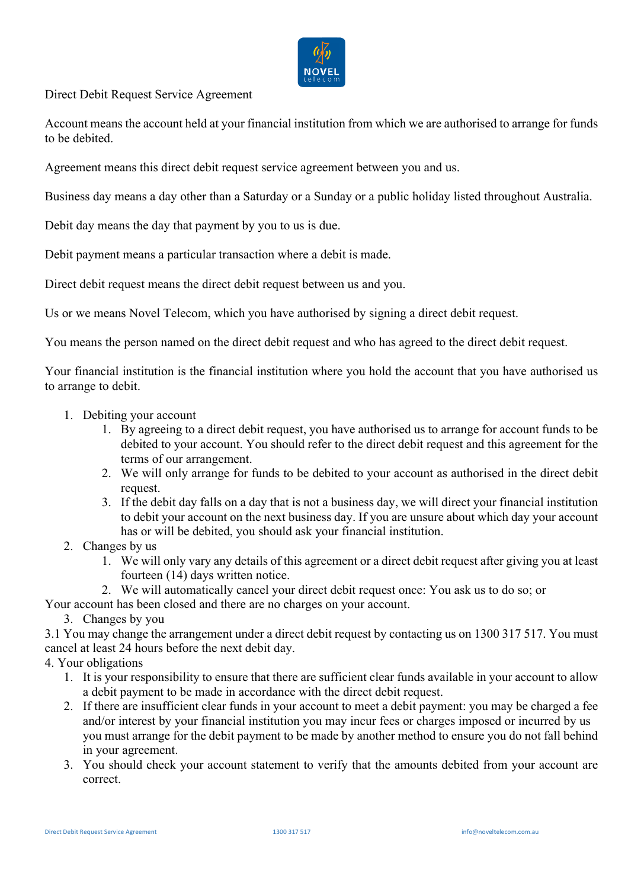Direct Debit Request Service Agreement

Account means the account held at your financial institution from which we are authorised to arrange for funds to be debited.

Agreement means this direct debit request service agreement between you and us.

Business day means a day other than a Saturday or a Sunday or a public holiday listed throughout Australia.

Debit day means the day that payment by you to us is due.

Debit payment means a particular transaction where a debit is made.

Direct debit request means the direct debit request between us and you.

Us or we means Novel Telecom, which you have authorised by signing a direct debit request.

You means the person named on the direct debit request and who has agreed to the direct debit request.

Your financial institution is the financial institution where you hold the account that you have authorised us to arrange to debit.

1. Debiting your account
    1. By agreeing to a direct debit request, you have authorised us to arrange for account funds to be debited to your account. You should refer to the direct debit request and this agreement for the terms of our arrangement.
    2. We will only arrange for funds to be debited to your account as authorised in the direct debit request.
    3. If the debit day falls on a day that is not a business day, we will direct your financial institution to debit your account on the next business day. If you are unsure about which day your account has or will be debited, you should ask your financial institution.
2. Changes by us
    1. We will only vary any details of this agreement or a direct debit request after giving you at least fourteen (14) days written notice.
    2. We will automatically cancel your direct debit request once: You ask us to do so; or

Your account has been closed and there are no charges on your account.

3. Changes by you

3.1 You may change the arrangement under a direct debit request by contacting us on 1300 317 517. You must cancel at least 24 hours before the next debit day.

4. Your obligations
    1. It is your responsibility to ensure that there are sufficient clear funds available in your account to allow a debit payment to be made in accordance with the direct debit request.
    2. If there are insufficient clear funds in your account to meet a debit payment: you may be charged a fee and/or interest by your financial institution you may incur fees or charges imposed or incurred by us you must arrange for the debit payment to be made by another method to ensure you do not fall behind in your agreement.
    3. You should check your account statement to verify that the amounts debited from your account are correct.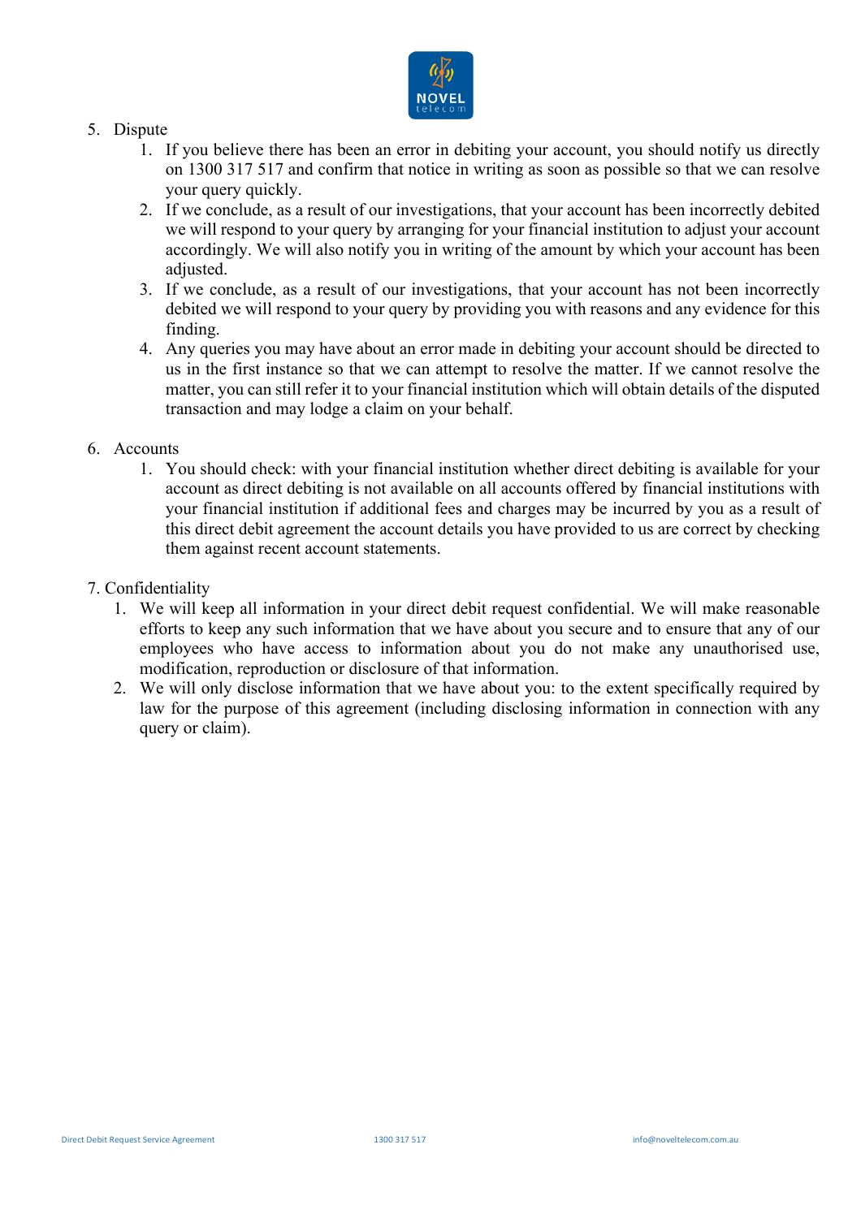5. Dispute
    1. If you believe there has been an error in debiting your account, you should notify us directly on 1300 317 517 and confirm that notice in writing as soon as possible so that we can resolve your query quickly.
    2. If we conclude, as a result of our investigations, that your account has been incorrectly debited we will respond to your query by arranging for your financial institution to adjust your account accordingly. We will also notify you in writing of the amount by which your account has been adjusted.
    3. If we conclude, as a result of our investigations, that your account has not been incorrectly debited we will respond to your query by providing you with reasons and any evidence for this finding.
    4. Any queries you may have about an error made in debiting your account should be directed to us in the first instance so that we can attempt to resolve the matter. If we cannot resolve the matter, you can still refer it to your financial institution which will obtain details of the disputed transaction and may lodge a claim on your behalf.

6. Accounts
    1. You should check: with your financial institution whether direct debiting is available for your account as direct debiting is not available on all accounts offered by financial institutions with your financial institution if additional fees and charges may be incurred by you as a result of this direct debit agreement the account details you have provided to us are correct by checking them against recent account statements.

7. Confidentiality
    1. We will keep all information in your direct debit request confidential. We will make reasonable efforts to keep any such information that we have about you secure and to ensure that any of our employees who have access to information about you do not make any unauthorised use, modification, reproduction or disclosure of that information.
    2. We will only disclose information that we have about you: to the extent specifically required by law for the purpose of this agreement (including disclosing information in connection with any query or claim).